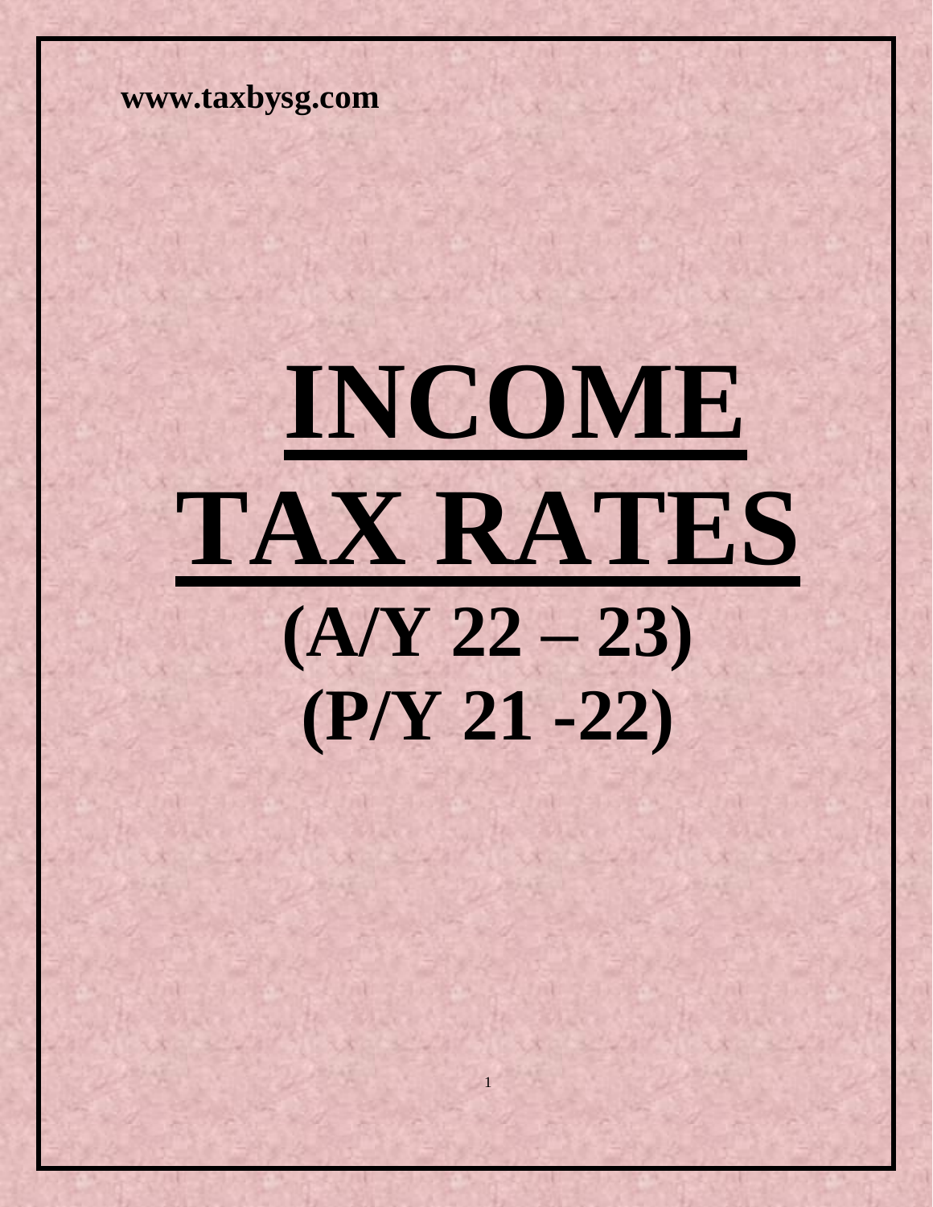www.taxbysg.com

# INCOME TAX RATES

## (A/Y 22 – 23)

## (P/Y 21 -22)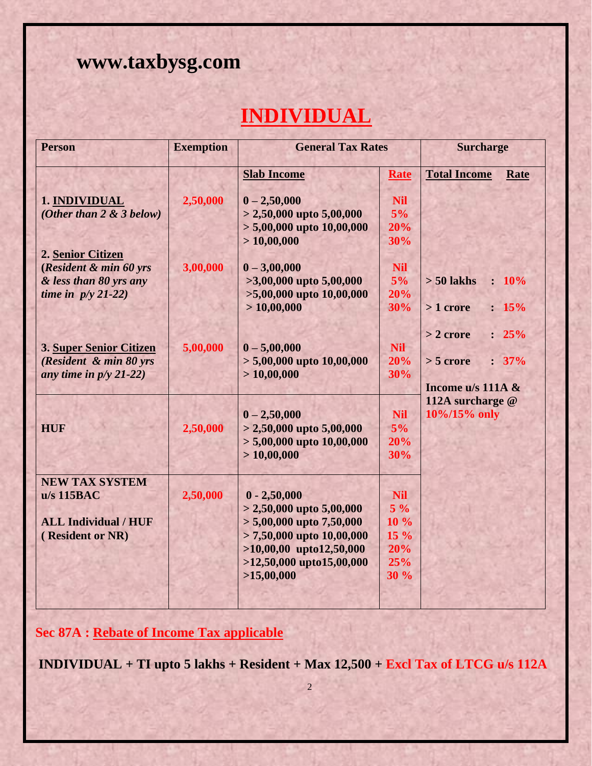**www.taxbysg.com**

# INDIVIDUAL

| Person | Exemption | General Tax Rates | | Surcharge | |
|---|---|---|---|---|---|
| | | **Slab Income** | **Rate** | **Total Income** | **Rate** |
| **1. INDIVIDUAL** *(Other than 2 & 3 below)* | **2,50,000** | **0 – 2,50,000**<br>**> 2,50,000 upto 5,00,000**<br>**> 5,00,000 upto 10,00,000**<br>**> 10,00,000** | **Nil**<br>**5%**<br>**20%**<br>**30%** | **> 50 lakhs**<br>**> 1 crore**<br>**> 2 crore**<br>**> 5 crore**<br>**Income u/s 111A & 112A surcharge @ 10%/15% only** | **: 10%**<br>**: 15%**<br>**: 25%**<br>**: 37%** |
| **2. Senior Citizen** *(Resident & min 60 yrs & less than 80 yrs any time in p/y 21-22)* | **3,00,000** | **0 – 3,00,000**<br>**>3,00,000 upto 5,00,000**<br>**>5,00,000 upto 10,00,000**<br>**> 10,00,000** | **Nil**<br>**5%**<br>**20%**<br>**30%** | | |
| **3. Super Senior Citizen** *(Resident & min 80 yrs any time in p/y 21-22)* | **5,00,000** | **0 – 5,00,000**<br>**> 5,00,000 upto 10,00,000**<br>**> 10,00,000** | **Nil**<br>**20%**<br>**30%** | | |
| **HUF** | **2,50,000** | **0 – 2,50,000**<br>**> 2,50,000 upto 5,00,000**<br>**> 5,00,000 upto 10,00,000**<br>**> 10,00,000** | **Nil**<br>**5%**<br>**20%**<br>**30%** | | |
| **NEW TAX SYSTEM u/s 115BAC**<br><br>**ALL Individual / HUF ( Resident or NR)** | **2,50,000** | **0 - 2,50,000**<br>**> 2,50,000 upto 5,00,000**<br>**> 5,00,000 upto 7,50,000**<br>**> 7,50,000 upto 10,00,000**<br>**>10,00,00 upto12,50,000**<br>**>12,50,000 upto15,00,000**<br>**>15,00,000** | **Nil**<br>**5 %**<br>**10 %**<br>**15 %**<br>**20%**<br>**25%**<br>**30 %** | | |

**Sec 87A : Rebate of Income Tax applicable**

**INDIVIDUAL + TI upto 5 lakhs + Resident + Max 12,500 + Excl Tax of LTCG u/s 112A**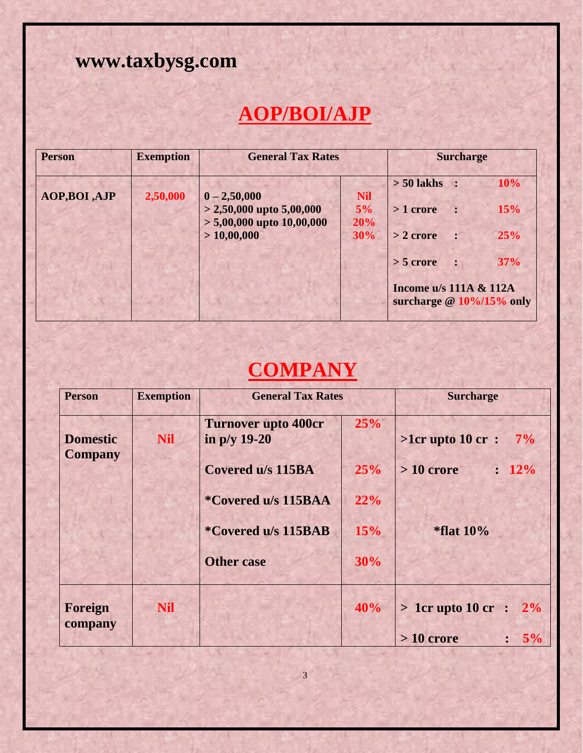www.taxbysg.com

# AOP/BOI/AJP

| Person | Exemption | General Tax Rates | | Surcharge |
|---|---|---|---|---|
| AOP,BOI ,AJP | 2,50,000 | 0 – 2,50,000<br>> 2,50,000 upto 5,00,000<br>> 5,00,000 upto 10,00,000<br>> 10,00,000 | Nil<br>5%<br>20%<br>30% | > 50 lakhs : 10%<br>> 1 crore : 15%<br>> 2 crore : 25%<br>> 5 crore : 37%<br>Income u/s 111A & 112A surcharge @ 10%/15% only |

# COMPANY

| Person | Exemption | General Tax Rates | | Surcharge |
|---|---|---|---|---|
| Domestic Company | Nil | Turnover upto 400cr in p/y 19-20 | 25% | >1cr upto 10 cr : 7% |
| | | Covered u/s 115BA | 25% | > 10 crore : 12% |
| | | *Covered u/s 115BAA | 22% | |
| | | *Covered u/s 115BAB | 15% | *flat 10% |
| | | Other case | 30% | |
| Foreign company | Nil | | 40% | > 1cr upto 10 cr : 2%<br>> 10 crore : 5% |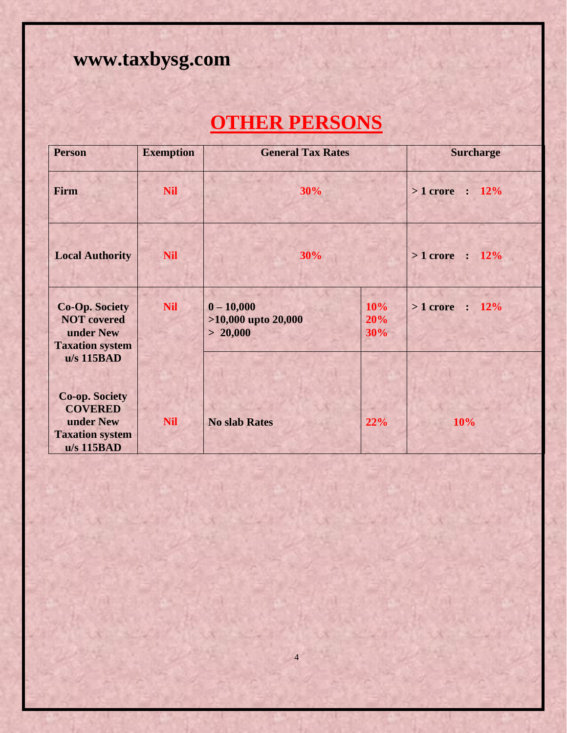www.taxbysg.com

# OTHER PERSONS

| Person | Exemption | General Tax Rates | | Surcharge |
|---|---|---|---|---|
| Firm | Nil | 30% | | > 1 crore : 12% |
| Local Authority | Nil | 30% | | > 1 crore : 12% |
| Co-Op. Society NOT covered under New Taxation system u/s 115BAD | Nil | 0 – 10,000<br>>10,000 upto 20,000<br>> 20,000 | 10%<br>20%<br>30% | > 1 crore : 12% |
| Co-op. Society COVERED under New Taxation system u/s 115BAD | Nil | No slab Rates | 22% | 10% |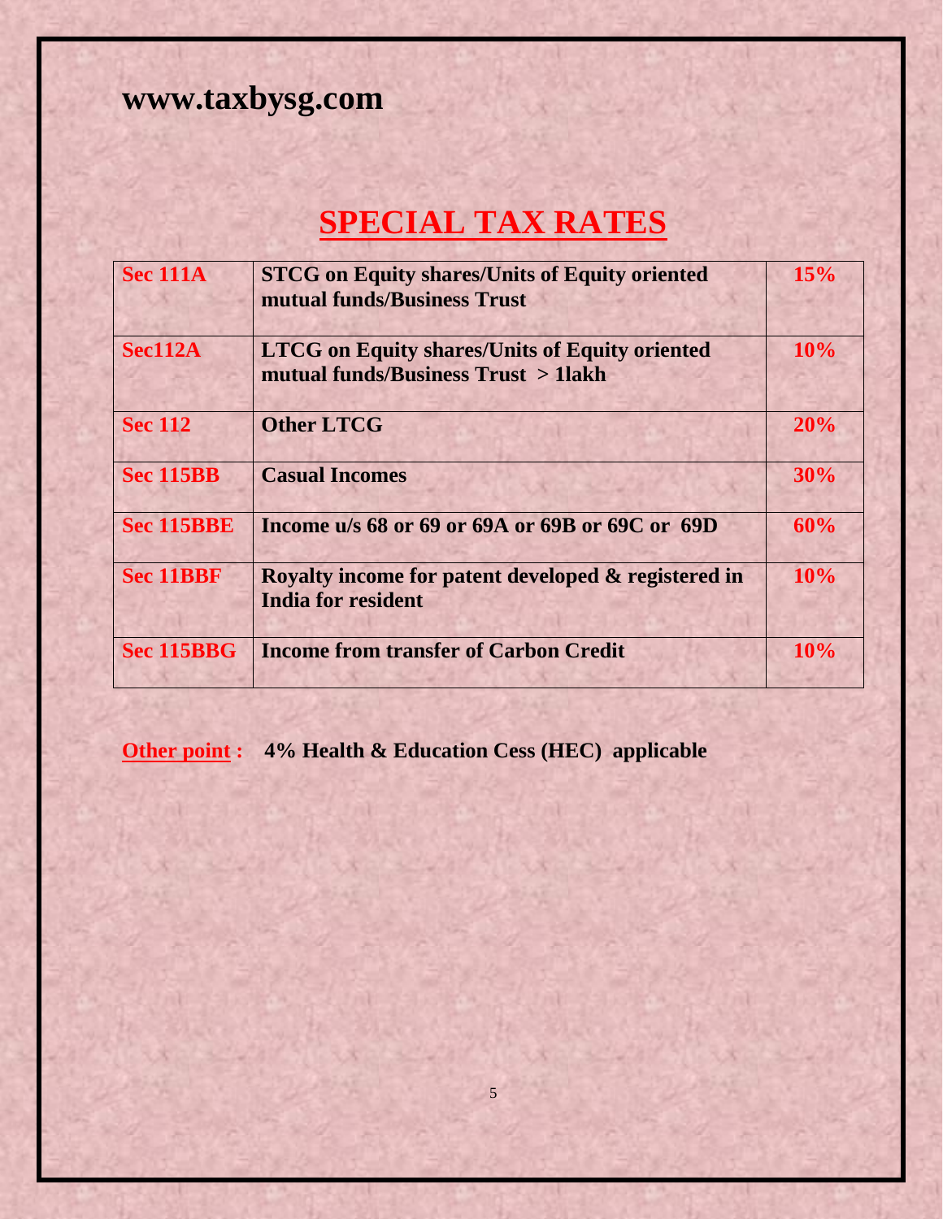www.taxbysg.com

# SPECIAL TAX RATES

| | | |
|---|---|---|
| **Sec 111A** | **STCG on Equity shares/Units of Equity oriented mutual funds/Business Trust** | **15%** |
| **Sec112A** | **LTCG on Equity shares/Units of Equity oriented mutual funds/Business Trust > 1lakh** | **10%** |
| **Sec 112** | **Other LTCG** | **20%** |
| **Sec 115BB** | **Casual Incomes** | **30%** |
| **Sec 115BBE** | **Income u/s 68 or 69 or 69A or 69B or 69C or 69D** | **60%** |
| **Sec 11BBF** | **Royalty income for patent developed & registered in India for resident** | **10%** |
| **Sec 115BBG** | **Income from transfer of Carbon Credit** | **10%** |

**Other point :** **4% Health & Education Cess (HEC) applicable**